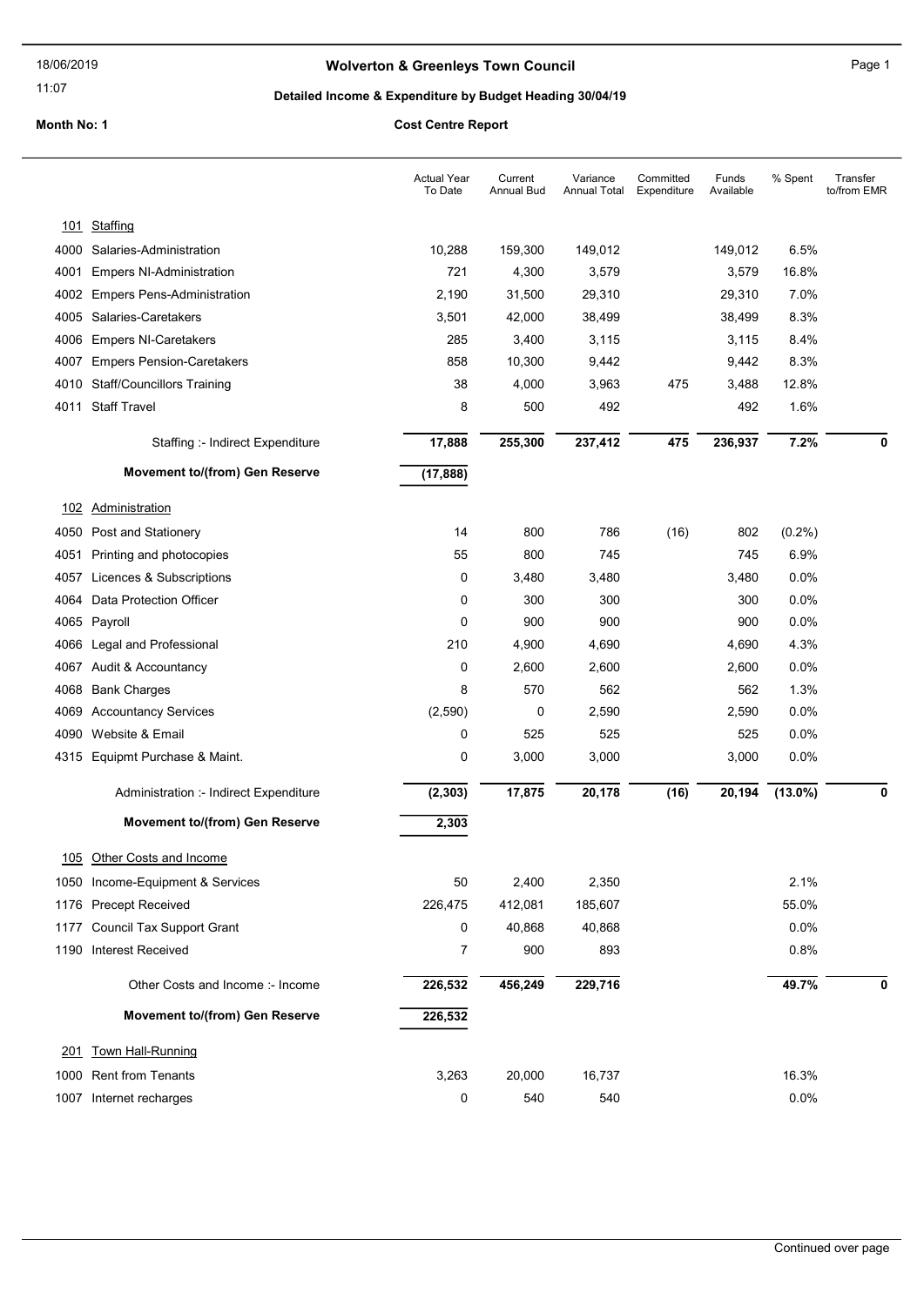18/06/2019

11:07

## Wolverton & Greenleys Town Council

### Detailed Income & Expenditure by Budget Heading 30/04/19

**Month No: 1** **Cost Centre Report**

| | | Actual Year To Date | Current Annual Bud | Variance Annual Total | Committed Expenditure | Funds Available | % Spent | Transfer to/from EMR |
|---|---|---|---|---|---|---|---|---|
| 101 | Staffing | | | | | | | |
| 4000 | Salaries-Administration | 10,288 | 159,300 | 149,012 | | 149,012 | 6.5% | |
| 4001 | Empers NI-Administration | 721 | 4,300 | 3,579 | | 3,579 | 16.8% | |
| 4002 | Empers Pens-Administration | 2,190 | 31,500 | 29,310 | | 29,310 | 7.0% | |
| 4005 | Salaries-Caretakers | 3,501 | 42,000 | 38,499 | | 38,499 | 8.3% | |
| 4006 | Empers NI-Caretakers | 285 | 3,400 | 3,115 | | 3,115 | 8.4% | |
| 4007 | Empers Pension-Caretakers | 858 | 10,300 | 9,442 | | 9,442 | 8.3% | |
| 4010 | Staff/Councillors Training | 38 | 4,000 | 3,963 | 475 | 3,488 | 12.8% | |
| 4011 | Staff Travel | 8 | 500 | 492 | | 492 | 1.6% | |
| | Staffing :- Indirect Expenditure | **17,888** | **255,300** | **237,412** | **475** | **236,937** | **7.2%** | **0** |
| | **Movement to/(from) Gen Reserve** | **(17,888)** | | | | | | |
| 102 | Administration | | | | | | | |
| 4050 | Post and Stationery | 14 | 800 | 786 | (16) | 802 | (0.2%) | |
| 4051 | Printing and photocopies | 55 | 800 | 745 | | 745 | 6.9% | |
| 4057 | Licences & Subscriptions | 0 | 3,480 | 3,480 | | 3,480 | 0.0% | |
| 4064 | Data Protection Officer | 0 | 300 | 300 | | 300 | 0.0% | |
| 4065 | Payroll | 0 | 900 | 900 | | 900 | 0.0% | |
| 4066 | Legal and Professional | 210 | 4,900 | 4,690 | | 4,690 | 4.3% | |
| 4067 | Audit & Accountancy | 0 | 2,600 | 2,600 | | 2,600 | 0.0% | |
| 4068 | Bank Charges | 8 | 570 | 562 | | 562 | 1.3% | |
| 4069 | Accountancy Services | (2,590) | 0 | 2,590 | | 2,590 | 0.0% | |
| 4090 | Website & Email | 0 | 525 | 525 | | 525 | 0.0% | |
| 4315 | Equipmt Purchase & Maint. | 0 | 3,000 | 3,000 | | 3,000 | 0.0% | |
| | Administration :- Indirect Expenditure | **(2,303)** | **17,875** | **20,178** | **(16)** | **20,194** | **(13.0%)** | **0** |
| | **Movement to/(from) Gen Reserve** | **2,303** | | | | | | |
| 105 | Other Costs and Income | | | | | | | |
| 1050 | Income-Equipment & Services | 50 | 2,400 | 2,350 | | | 2.1% | |
| 1176 | Precept Received | 226,475 | 412,081 | 185,607 | | | 55.0% | |
| 1177 | Council Tax Support Grant | 0 | 40,868 | 40,868 | | | 0.0% | |
| 1190 | Interest Received | 7 | 900 | 893 | | | 0.8% | |
| | Other Costs and Income :- Income | **226,532** | **456,249** | **229,716** | | | **49.7%** | **0** |
| | **Movement to/(from) Gen Reserve** | **226,532** | | | | | | |
| 201 | Town Hall-Running | | | | | | | |
| 1000 | Rent from Tenants | 3,263 | 20,000 | 16,737 | | | 16.3% | |
| 1007 | Internet recharges | 0 | 540 | 540 | | | 0.0% | |

Continued over page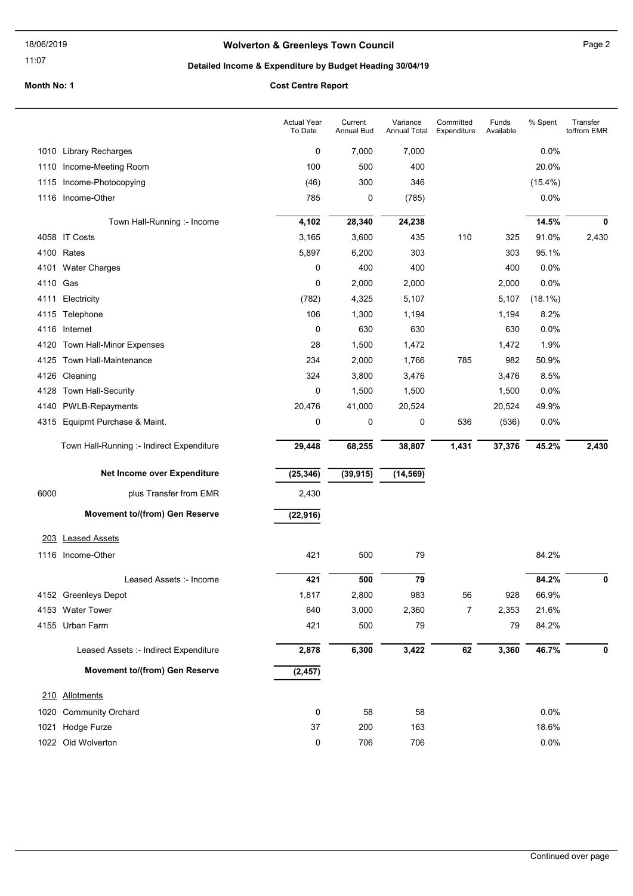**Wolverton & Greenleys Town Council**

**Detailed Income & Expenditure by Budget Heading 30/04/19**

**Month No: 1**

**Cost Centre Report**

| | | Actual Year To Date | Current Annual Bud | Variance Annual Total | Committed Expenditure | Funds Available | % Spent | Transfer to/from EMR |
|---|---|---|---|---|---|---|---|---|
| 1010 | Library Recharges | 0 | 7,000 | 7,000 | | | 0.0% | |
| 1110 | Income-Meeting Room | 100 | 500 | 400 | | | 20.0% | |
| 1115 | Income-Photocopying | (46) | 300 | 346 | | | (15.4%) | |
| 1116 | Income-Other | 785 | 0 | (785) | | | 0.0% | |
| | Town Hall-Running :- Income | **4,102** | **28,340** | **24,238** | | | **14.5%** | **0** |
| 4058 | IT Costs | 3,165 | 3,600 | 435 | 110 | 325 | 91.0% | 2,430 |
| 4100 | Rates | 5,897 | 6,200 | 303 | | 303 | 95.1% | |
| 4101 | Water Charges | 0 | 400 | 400 | | 400 | 0.0% | |
| 4110 | Gas | 0 | 2,000 | 2,000 | | 2,000 | 0.0% | |
| 4111 | Electricity | (782) | 4,325 | 5,107 | | 5,107 | (18.1%) | |
| 4115 | Telephone | 106 | 1,300 | 1,194 | | 1,194 | 8.2% | |
| 4116 | Internet | 0 | 630 | 630 | | 630 | 0.0% | |
| 4120 | Town Hall-Minor Expenses | 28 | 1,500 | 1,472 | | 1,472 | 1.9% | |
| 4125 | Town Hall-Maintenance | 234 | 2,000 | 1,766 | 785 | 982 | 50.9% | |
| 4126 | Cleaning | 324 | 3,800 | 3,476 | | 3,476 | 8.5% | |
| 4128 | Town Hall-Security | 0 | 1,500 | 1,500 | | 1,500 | 0.0% | |
| 4140 | PWLB-Repayments | 20,476 | 41,000 | 20,524 | | 20,524 | 49.9% | |
| 4315 | Equipmt Purchase & Maint. | 0 | 0 | 0 | 536 | (536) | 0.0% | |
| | Town Hall-Running :- Indirect Expenditure | **29,448** | **68,255** | **38,807** | **1,431** | **37,376** | **45.2%** | **2,430** |
| | **Net Income over Expenditure** | **(25,346)** | **(39,915)** | **(14,569)** | | | | |
| 6000 | plus Transfer from EMR | 2,430 | | | | | | |
| | **Movement to/(from) Gen Reserve** | **(22,916)** | | | | | | |
| 203 | Leased Assets | | | | | | | |
| 1116 | Income-Other | 421 | 500 | 79 | | | 84.2% | |
| | Leased Assets :- Income | **421** | **500** | **79** | | | **84.2%** | **0** |
| 4152 | Greenleys Depot | 1,817 | 2,800 | 983 | 56 | 928 | 66.9% | |
| 4153 | Water Tower | 640 | 3,000 | 2,360 | 7 | 2,353 | 21.6% | |
| 4155 | Urban Farm | 421 | 500 | 79 | | 79 | 84.2% | |
| | Leased Assets :- Indirect Expenditure | **2,878** | **6,300** | **3,422** | **62** | **3,360** | **46.7%** | **0** |
| | **Movement to/(from) Gen Reserve** | **(2,457)** | | | | | | |
| 210 | Allotments | | | | | | | |
| 1020 | Community Orchard | 0 | 58 | 58 | | | 0.0% | |
| 1021 | Hodge Furze | 37 | 200 | 163 | | | 18.6% | |
| 1022 | Old Wolverton | 0 | 706 | 706 | | | 0.0% | |

Continued over page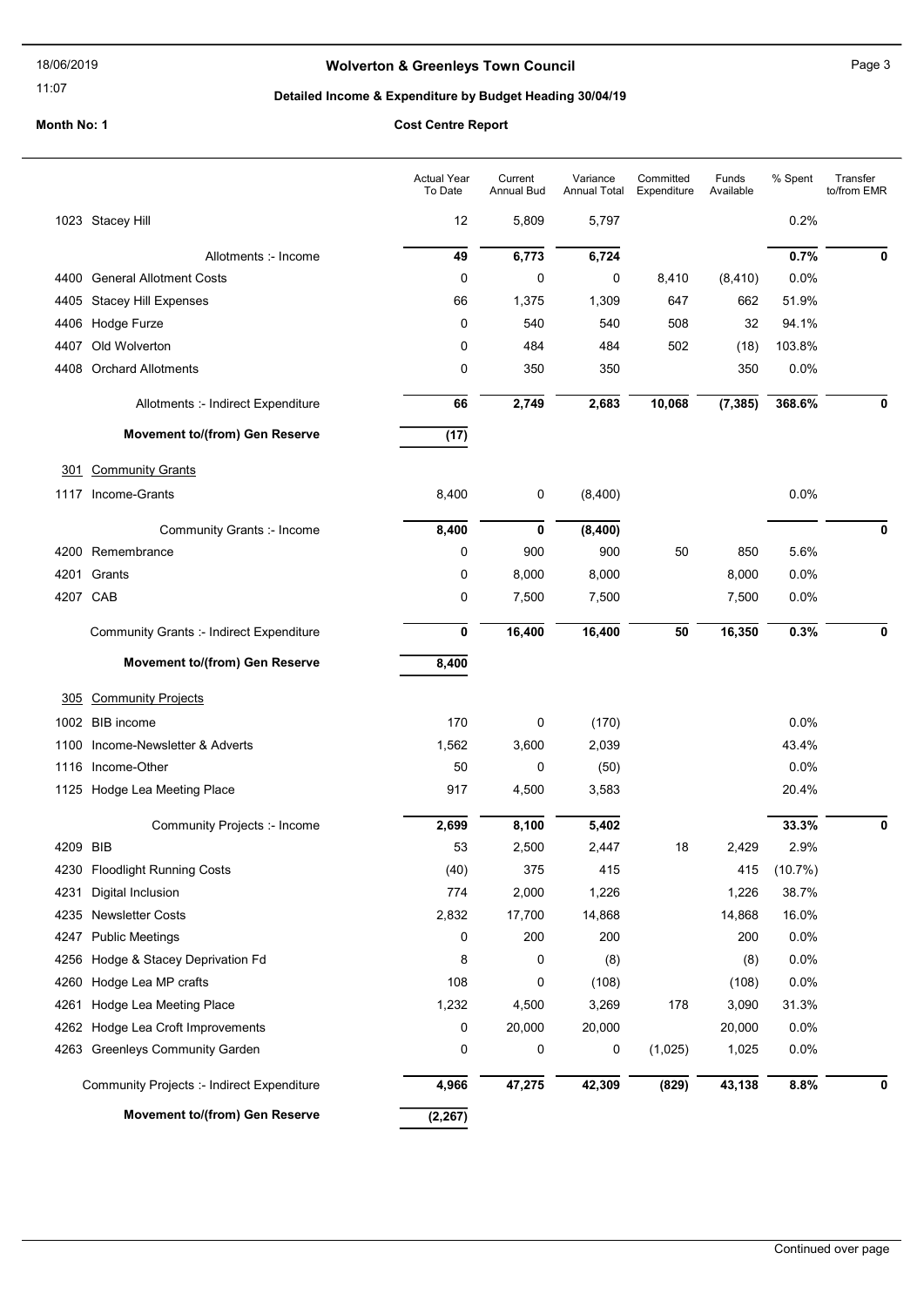# Wolverton & Greenleys Town Council

## Detailed Income & Expenditure by Budget Heading 30/04/19

**Month No: 1** — **Cost Centre Report**

| | | Actual Year To Date | Current Annual Bud | Variance Annual Total | Committed Expenditure | Funds Available | % Spent | Transfer to/from EMR |
|---|---|---|---|---|---|---|---|---|
| 1023 | Stacey Hill | 12 | 5,809 | 5,797 | | | 0.2% | |
| | Allotments :- Income | **49** | **6,773** | **6,724** | | | **0.7%** | **0** |
| 4400 | General Allotment Costs | 0 | 0 | 0 | 8,410 | (8,410) | 0.0% | |
| 4405 | Stacey Hill Expenses | 66 | 1,375 | 1,309 | 647 | 662 | 51.9% | |
| 4406 | Hodge Furze | 0 | 540 | 540 | 508 | 32 | 94.1% | |
| 4407 | Old Wolverton | 0 | 484 | 484 | 502 | (18) | 103.8% | |
| 4408 | Orchard Allotments | 0 | 350 | 350 | | 350 | 0.0% | |
| | Allotments :- Indirect Expenditure | **66** | **2,749** | **2,683** | **10,068** | **(7,385)** | **368.6%** | **0** |
| | **Movement to/(from) Gen Reserve** | **(17)** | | | | | | |
| 301 | Community Grants | | | | | | | |
| 1117 | Income-Grants | 8,400 | 0 | (8,400) | | | 0.0% | |
| | Community Grants :- Income | **8,400** | **0** | **(8,400)** | | | | **0** |
| 4200 | Remembrance | 0 | 900 | 900 | 50 | 850 | 5.6% | |
| 4201 | Grants | 0 | 8,000 | 8,000 | | 8,000 | 0.0% | |
| 4207 | CAB | 0 | 7,500 | 7,500 | | 7,500 | 0.0% | |
| | Community Grants :- Indirect Expenditure | **0** | **16,400** | **16,400** | **50** | **16,350** | **0.3%** | **0** |
| | **Movement to/(from) Gen Reserve** | **8,400** | | | | | | |
| 305 | Community Projects | | | | | | | |
| 1002 | BIB income | 170 | 0 | (170) | | | 0.0% | |
| 1100 | Income-Newsletter & Adverts | 1,562 | 3,600 | 2,039 | | | 43.4% | |
| 1116 | Income-Other | 50 | 0 | (50) | | | 0.0% | |
| 1125 | Hodge Lea Meeting Place | 917 | 4,500 | 3,583 | | | 20.4% | |
| | Community Projects :- Income | **2,699** | **8,100** | **5,402** | | | **33.3%** | **0** |
| 4209 | BIB | 53 | 2,500 | 2,447 | 18 | 2,429 | 2.9% | |
| 4230 | Floodlight Running Costs | (40) | 375 | 415 | | 415 | (10.7%) | |
| 4231 | Digital Inclusion | 774 | 2,000 | 1,226 | | 1,226 | 38.7% | |
| 4235 | Newsletter Costs | 2,832 | 17,700 | 14,868 | | 14,868 | 16.0% | |
| 4247 | Public Meetings | 0 | 200 | 200 | | 200 | 0.0% | |
| 4256 | Hodge & Stacey Deprivation Fd | 8 | 0 | (8) | | (8) | 0.0% | |
| 4260 | Hodge Lea MP crafts | 108 | 0 | (108) | | (108) | 0.0% | |
| 4261 | Hodge Lea Meeting Place | 1,232 | 4,500 | 3,269 | 178 | 3,090 | 31.3% | |
| 4262 | Hodge Lea Croft Improvements | 0 | 20,000 | 20,000 | | 20,000 | 0.0% | |
| 4263 | Greenleys Community Garden | 0 | 0 | 0 | (1,025) | 1,025 | 0.0% | |
| | Community Projects :- Indirect Expenditure | **4,966** | **47,275** | **42,309** | **(829)** | **43,138** | **8.8%** | **0** |
| | **Movement to/(from) Gen Reserve** | **(2,267)** | | | | | | |

Continued over page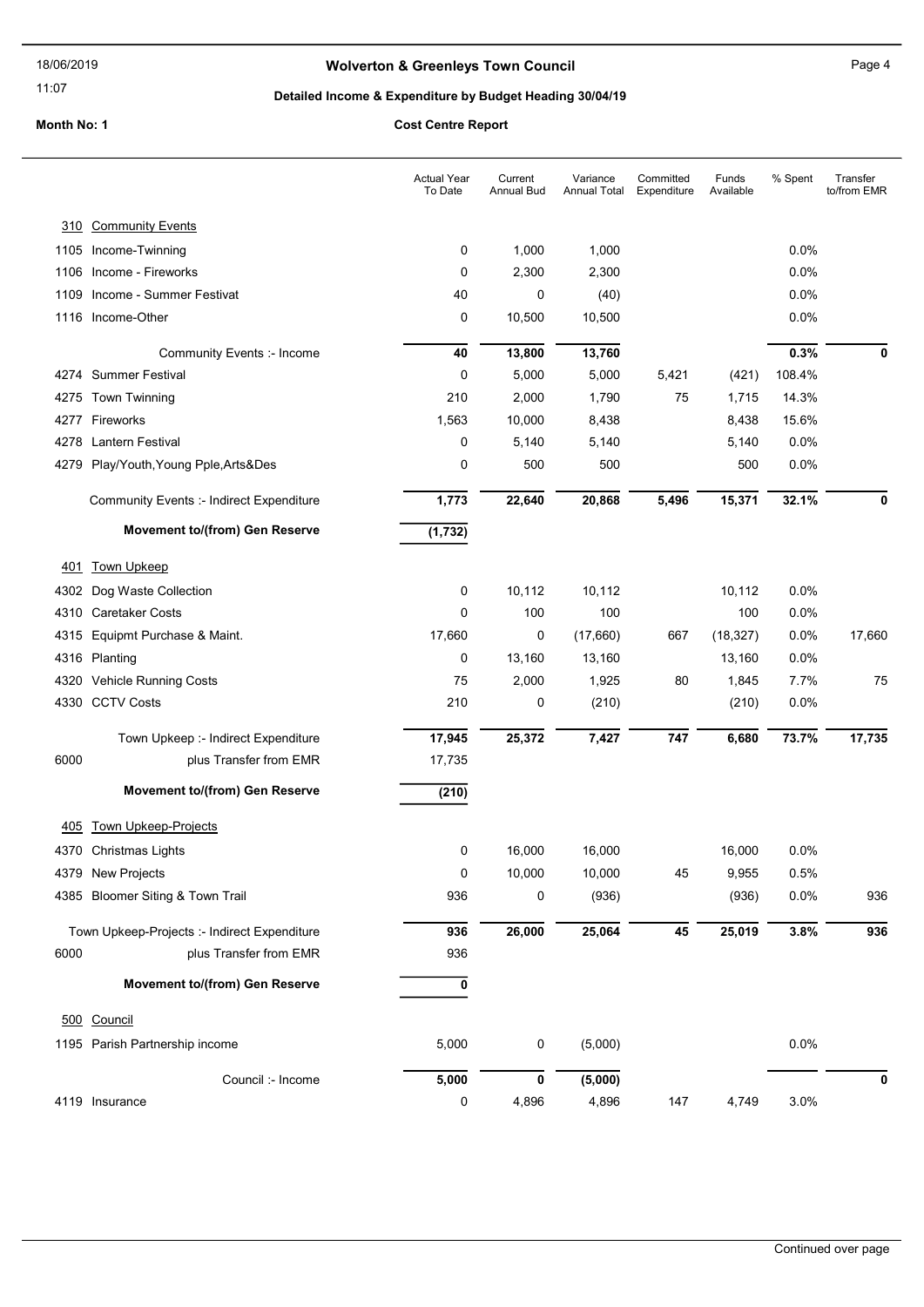# Wolverton & Greenleys Town Council

## Detailed Income & Expenditure by Budget Heading 30/04/19

**Month No: 1** **Cost Centre Report**

| | | Actual Year To Date | Current Annual Bud | Variance Annual Total | Committed Expenditure | Funds Available | % Spent | Transfer to/from EMR |
|---|---|---|---|---|---|---|---|---|
| 310 | Community Events | | | | | | | |
| 1105 | Income-Twinning | 0 | 1,000 | 1,000 | | | 0.0% | |
| 1106 | Income - Fireworks | 0 | 2,300 | 2,300 | | | 0.0% | |
| 1109 | Income - Summer Festivat | 40 | 0 | (40) | | | 0.0% | |
| 1116 | Income-Other | 0 | 10,500 | 10,500 | | | 0.0% | |
| | Community Events :- Income | **40** | **13,800** | **13,760** | | | **0.3%** | **0** |
| 4274 | Summer Festival | 0 | 5,000 | 5,000 | 5,421 | (421) | 108.4% | |
| 4275 | Town Twinning | 210 | 2,000 | 1,790 | 75 | 1,715 | 14.3% | |
| 4277 | Fireworks | 1,563 | 10,000 | 8,438 | | 8,438 | 15.6% | |
| 4278 | Lantern Festival | 0 | 5,140 | 5,140 | | 5,140 | 0.0% | |
| 4279 | Play/Youth,Young Pple,Arts&Des | 0 | 500 | 500 | | 500 | 0.0% | |
| | Community Events :- Indirect Expenditure | **1,773** | **22,640** | **20,868** | **5,496** | **15,371** | **32.1%** | **0** |
| | **Movement to/(from) Gen Reserve** | **(1,732)** | | | | | | |
| 401 | Town Upkeep | | | | | | | |
| 4302 | Dog Waste Collection | 0 | 10,112 | 10,112 | | 10,112 | 0.0% | |
| 4310 | Caretaker Costs | 0 | 100 | 100 | | 100 | 0.0% | |
| 4315 | Equipmt Purchase & Maint. | 17,660 | 0 | (17,660) | 667 | (18,327) | 0.0% | 17,660 |
| 4316 | Planting | 0 | 13,160 | 13,160 | | 13,160 | 0.0% | |
| 4320 | Vehicle Running Costs | 75 | 2,000 | 1,925 | 80 | 1,845 | 7.7% | 75 |
| 4330 | CCTV Costs | 210 | 0 | (210) | | (210) | 0.0% | |
| | Town Upkeep :- Indirect Expenditure | **17,945** | **25,372** | **7,427** | **747** | **6,680** | **73.7%** | **17,735** |
| 6000 | plus Transfer from EMR | 17,735 | | | | | | |
| | **Movement to/(from) Gen Reserve** | **(210)** | | | | | | |
| 405 | Town Upkeep-Projects | | | | | | | |
| 4370 | Christmas Lights | 0 | 16,000 | 16,000 | | 16,000 | 0.0% | |
| 4379 | New Projects | 0 | 10,000 | 10,000 | 45 | 9,955 | 0.5% | |
| 4385 | Bloomer Siting & Town Trail | 936 | 0 | (936) | | (936) | 0.0% | 936 |
| | Town Upkeep-Projects :- Indirect Expenditure | **936** | **26,000** | **25,064** | **45** | **25,019** | **3.8%** | **936** |
| 6000 | plus Transfer from EMR | 936 | | | | | | |
| | **Movement to/(from) Gen Reserve** | **0** | | | | | | |
| 500 | Council | | | | | | | |
| 1195 | Parish Partnership income | 5,000 | 0 | (5,000) | | | 0.0% | |
| | Council :- Income | **5,000** | **0** | **(5,000)** | | | | **0** |
| 4119 | Insurance | 0 | 4,896 | 4,896 | 147 | 4,749 | 3.0% | |

Continued over page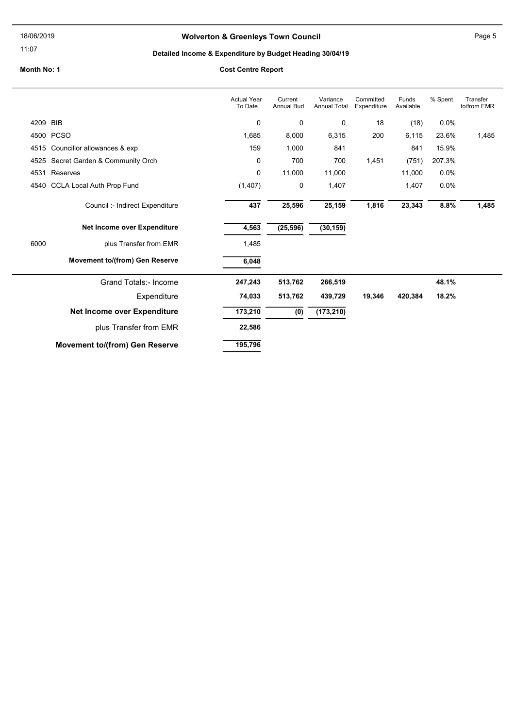**Wolverton & Greenleys Town Council**

**Detailed Income & Expenditure by Budget Heading 30/04/19**

**Month No: 1** **Cost Centre Report**

| | | Actual Year To Date | Current Annual Bud | Variance Annual Total | Committed Expenditure | Funds Available | % Spent | Transfer to/from EMR |
|---|---|---|---|---|---|---|---|---|
| 4209 | BIB | 0 | 0 | 0 | 18 | (18) | 0.0% | |
| 4500 | PCSO | 1,685 | 8,000 | 6,315 | 200 | 6,115 | 23.6% | 1,485 |
| 4515 | Councillor allowances & exp | 159 | 1,000 | 841 | | 841 | 15.9% | |
| 4525 | Secret Garden & Community Orch | 0 | 700 | 700 | 1,451 | (751) | 207.3% | |
| 4531 | Reserves | 0 | 11,000 | 11,000 | | 11,000 | 0.0% | |
| 4540 | CCLA Local Auth Prop Fund | (1,407) | 0 | 1,407 | | 1,407 | 0.0% | |
| | Council :- Indirect Expenditure | **437** | **25,596** | **25,159** | **1,816** | **23,343** | **8.8%** | **1,485** |
| | **Net Income over Expenditure** | **4,563** | **(25,596)** | **(30,159)** | | | | |
| 6000 | plus Transfer from EMR | 1,485 | | | | | | |
| | **Movement to/(from) Gen Reserve** | **6,048** | | | | | | |
| | Grand Totals:- Income | **247,243** | **513,762** | **266,519** | | | **48.1%** | |
| | Expenditure | **74,033** | **513,762** | **439,729** | **19,346** | **420,384** | **18.2%** | |
| | **Net Income over Expenditure** | **173,210** | **(0)** | **(173,210)** | | | | |
| | plus Transfer from EMR | **22,586** | | | | | | |
| | **Movement to/(from) Gen Reserve** | **195,796** | | | | | | |